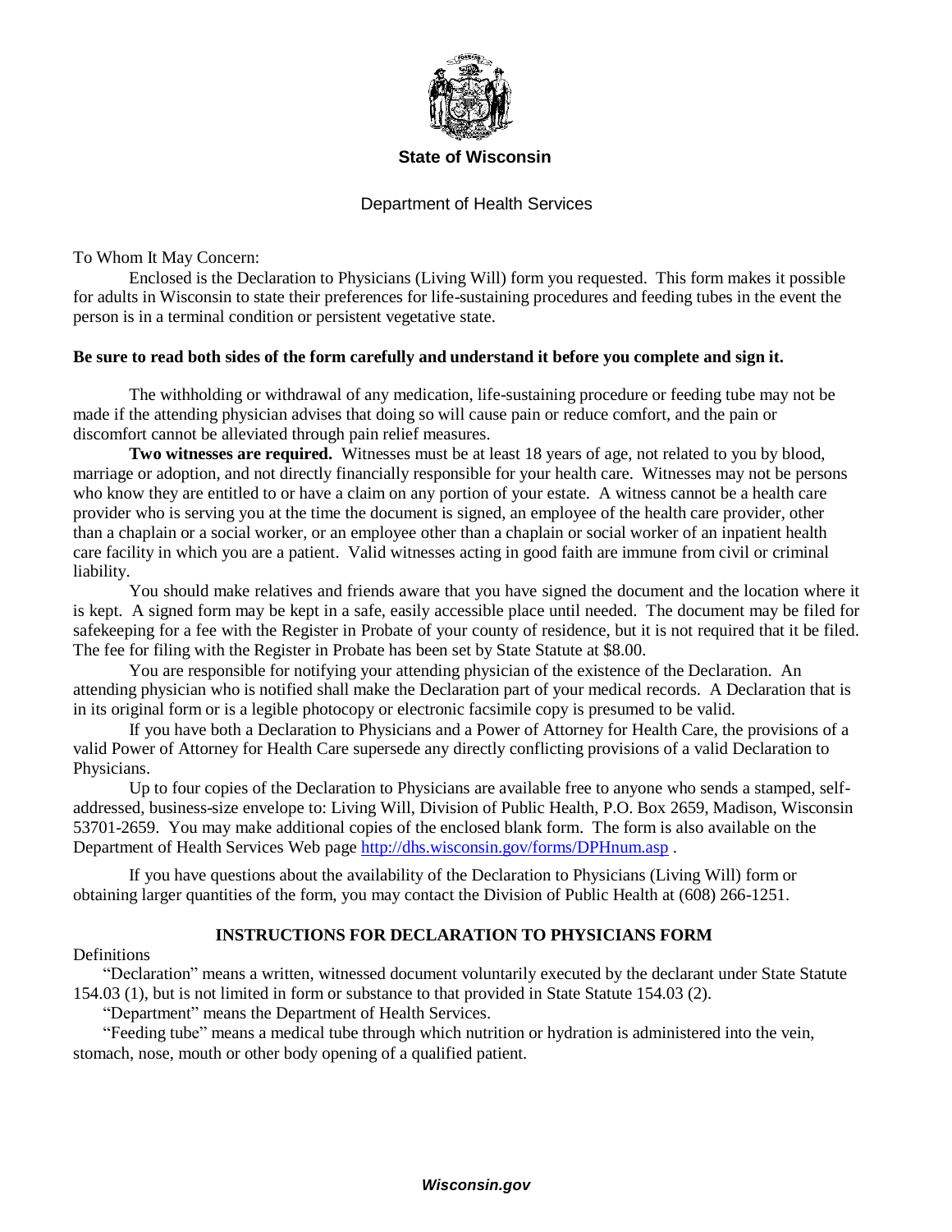**State of Wisconsin**

Department of Health Services

To Whom It May Concern:

Enclosed is the Declaration to Physicians (Living Will) form you requested. This form makes it possible for adults in Wisconsin to state their preferences for life-sustaining procedures and feeding tubes in the event the person is in a terminal condition or persistent vegetative state.

**Be sure to read both sides of the form carefully and understand it before you complete and sign it.**

The withholding or withdrawal of any medication, life-sustaining procedure or feeding tube may not be made if the attending physician advises that doing so will cause pain or reduce comfort, and the pain or discomfort cannot be alleviated through pain relief measures.

**Two witnesses are required.** Witnesses must be at least 18 years of age, not related to you by blood, marriage or adoption, and not directly financially responsible for your health care. Witnesses may not be persons who know they are entitled to or have a claim on any portion of your estate. A witness cannot be a health care provider who is serving you at the time the document is signed, an employee of the health care provider, other than a chaplain or a social worker, or an employee other than a chaplain or social worker of an inpatient health care facility in which you are a patient. Valid witnesses acting in good faith are immune from civil or criminal liability.

You should make relatives and friends aware that you have signed the document and the location where it is kept. A signed form may be kept in a safe, easily accessible place until needed. The document may be filed for safekeeping for a fee with the Register in Probate of your county of residence, but it is not required that it be filed. The fee for filing with the Register in Probate has been set by State Statute at $8.00.

You are responsible for notifying your attending physician of the existence of the Declaration. An attending physician who is notified shall make the Declaration part of your medical records. A Declaration that is in its original form or is a legible photocopy or electronic facsimile copy is presumed to be valid.

If you have both a Declaration to Physicians and a Power of Attorney for Health Care, the provisions of a valid Power of Attorney for Health Care supersede any directly conflicting provisions of a valid Declaration to Physicians.

Up to four copies of the Declaration to Physicians are available free to anyone who sends a stamped, self-addressed, business-size envelope to: Living Will, Division of Public Health, P.O. Box 2659, Madison, Wisconsin 53701-2659. You may make additional copies of the enclosed blank form. The form is also available on the Department of Health Services Web page http://dhs.wisconsin.gov/forms/DPHnum.asp .

If you have questions about the availability of the Declaration to Physicians (Living Will) form or obtaining larger quantities of the form, you may contact the Division of Public Health at (608) 266-1251.

## INSTRUCTIONS FOR DECLARATION TO PHYSICIANS FORM

Definitions

"Declaration" means a written, witnessed document voluntarily executed by the declarant under State Statute 154.03 (1), but is not limited in form or substance to that provided in State Statute 154.03 (2).

"Department" means the Department of Health Services.

"Feeding tube" means a medical tube through which nutrition or hydration is administered into the vein, stomach, nose, mouth or other body opening of a qualified patient.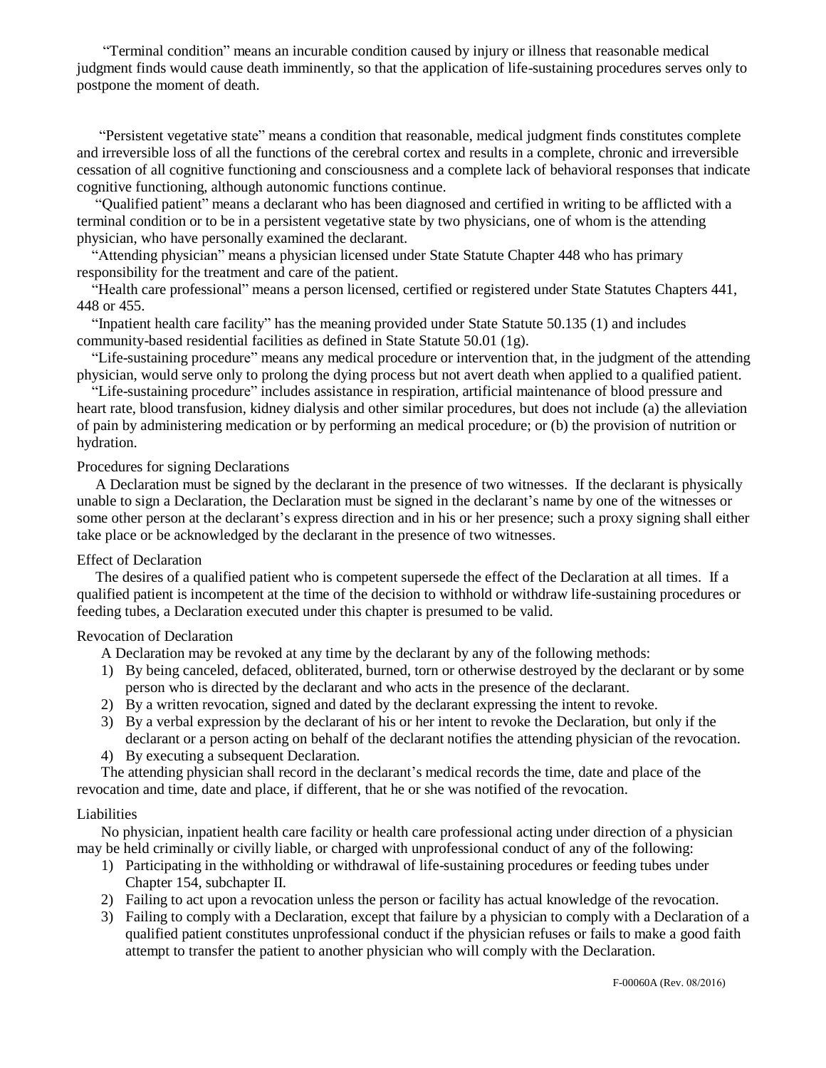"Terminal condition" means an incurable condition caused by injury or illness that reasonable medical judgment finds would cause death imminently, so that the application of life-sustaining procedures serves only to postpone the moment of death.

"Persistent vegetative state" means a condition that reasonable, medical judgment finds constitutes complete and irreversible loss of all the functions of the cerebral cortex and results in a complete, chronic and irreversible cessation of all cognitive functioning and consciousness and a complete lack of behavioral responses that indicate cognitive functioning, although autonomic functions continue.

"Qualified patient" means a declarant who has been diagnosed and certified in writing to be afflicted with a terminal condition or to be in a persistent vegetative state by two physicians, one of whom is the attending physician, who have personally examined the declarant.

"Attending physician" means a physician licensed under State Statute Chapter 448 who has primary responsibility for the treatment and care of the patient.

"Health care professional" means a person licensed, certified or registered under State Statutes Chapters 441, 448 or 455.

"Inpatient health care facility" has the meaning provided under State Statute 50.135 (1) and includes community-based residential facilities as defined in State Statute 50.01 (1g).

"Life-sustaining procedure" means any medical procedure or intervention that, in the judgment of the attending physician, would serve only to prolong the dying process but not avert death when applied to a qualified patient.

"Life-sustaining procedure" includes assistance in respiration, artificial maintenance of blood pressure and heart rate, blood transfusion, kidney dialysis and other similar procedures, but does not include (a) the alleviation of pain by administering medication or by performing an medical procedure; or (b) the provision of nutrition or hydration.

## Procedures for signing Declarations

A Declaration must be signed by the declarant in the presence of two witnesses. If the declarant is physically unable to sign a Declaration, the Declaration must be signed in the declarant's name by one of the witnesses or some other person at the declarant's express direction and in his or her presence; such a proxy signing shall either take place or be acknowledged by the declarant in the presence of two witnesses.

## Effect of Declaration

The desires of a qualified patient who is competent supersede the effect of the Declaration at all times. If a qualified patient is incompetent at the time of the decision to withhold or withdraw life-sustaining procedures or feeding tubes, a Declaration executed under this chapter is presumed to be valid.

## Revocation of Declaration

A Declaration may be revoked at any time by the declarant by any of the following methods:

1) By being canceled, defaced, obliterated, burned, torn or otherwise destroyed by the declarant or by some person who is directed by the declarant and who acts in the presence of the declarant.
2) By a written revocation, signed and dated by the declarant expressing the intent to revoke.
3) By a verbal expression by the declarant of his or her intent to revoke the Declaration, but only if the declarant or a person acting on behalf of the declarant notifies the attending physician of the revocation.
4) By executing a subsequent Declaration.

The attending physician shall record in the declarant's medical records the time, date and place of the revocation and time, date and place, if different, that he or she was notified of the revocation.

## Liabilities

No physician, inpatient health care facility or health care professional acting under direction of a physician may be held criminally or civilly liable, or charged with unprofessional conduct of any of the following:

1) Participating in the withholding or withdrawal of life-sustaining procedures or feeding tubes under Chapter 154, subchapter II.
2) Failing to act upon a revocation unless the person or facility has actual knowledge of the revocation.
3) Failing to comply with a Declaration, except that failure by a physician to comply with a Declaration of a qualified patient constitutes unprofessional conduct if the physician refuses or fails to make a good faith attempt to transfer the patient to another physician who will comply with the Declaration.

F-00060A (Rev. 08/2016)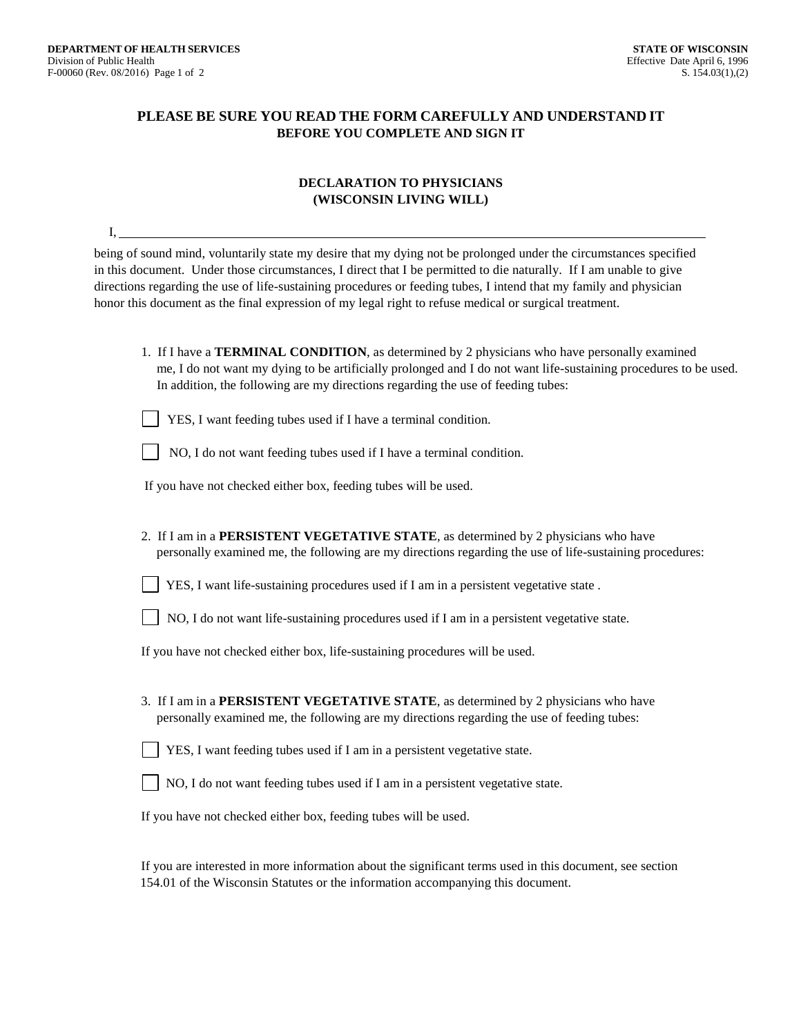**PLEASE BE SURE YOU READ THE FORM CAREFULLY AND UNDERSTAND IT**
**BEFORE YOU COMPLETE AND SIGN IT**

## DECLARATION TO PHYSICIANS
## (WISCONSIN LIVING WILL)

I, ______________________________________________________________________________

being of sound mind, voluntarily state my desire that my dying not be prolonged under the circumstances specified in this document. Under those circumstances, I direct that I be permitted to die naturally. If I am unable to give directions regarding the use of life-sustaining procedures or feeding tubes, I intend that my family and physician honor this document as the final expression of my legal right to refuse medical or surgical treatment.

1. If I have a **TERMINAL CONDITION**, as determined by 2 physicians who have personally examined me, I do not want my dying to be artificially prolonged and I do not want life-sustaining procedures to be used. In addition, the following are my directions regarding the use of feeding tubes:

   ☐ YES, I want feeding tubes used if I have a terminal condition.

   ☐ NO, I do not want feeding tubes used if I have a terminal condition.

   If you have not checked either box, feeding tubes will be used.

2. If I am in a **PERSISTENT VEGETATIVE STATE**, as determined by 2 physicians who have personally examined me, the following are my directions regarding the use of life-sustaining procedures:

   ☐ YES, I want life-sustaining procedures used if I am in a persistent vegetative state .

   ☐ NO, I do not want life-sustaining procedures used if I am in a persistent vegetative state.

   If you have not checked either box, life-sustaining procedures will be used.

3. If I am in a **PERSISTENT VEGETATIVE STATE**, as determined by 2 physicians who have personally examined me, the following are my directions regarding the use of feeding tubes:

   ☐ YES, I want feeding tubes used if I am in a persistent vegetative state.

   ☐ NO, I do not want feeding tubes used if I am in a persistent vegetative state.

   If you have not checked either box, feeding tubes will be used.

If you are interested in more information about the significant terms used in this document, see section 154.01 of the Wisconsin Statutes or the information accompanying this document.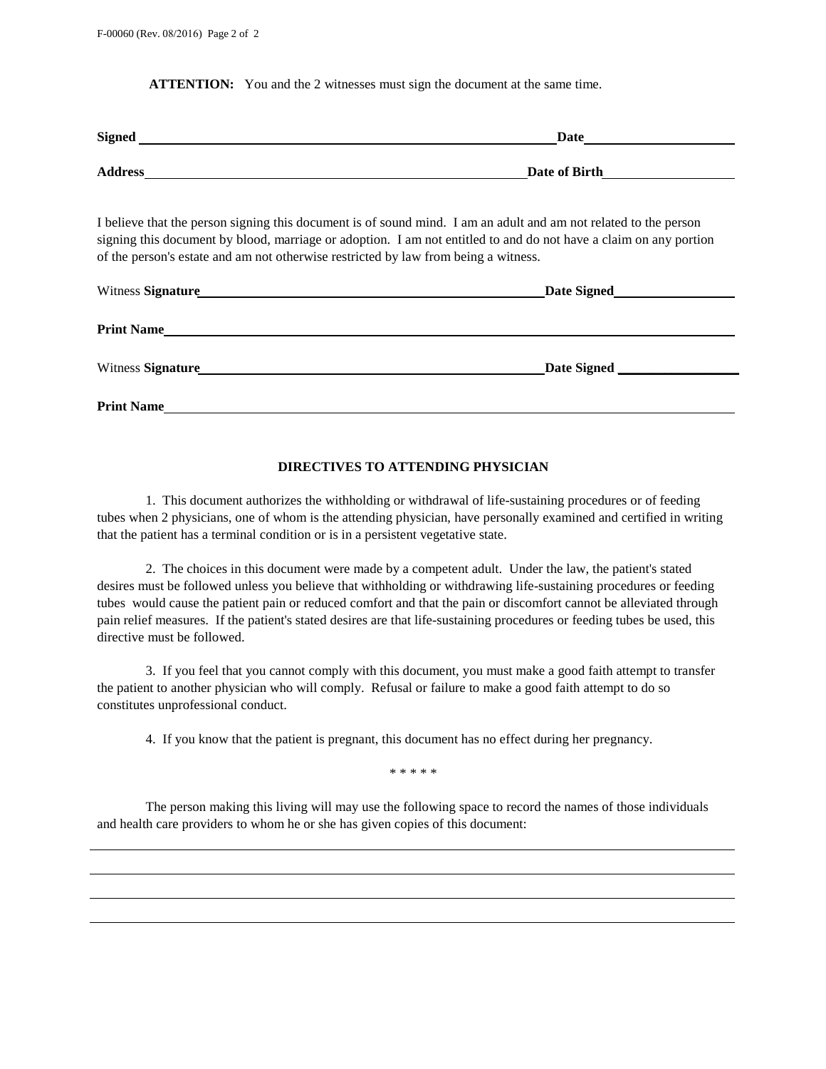**ATTENTION:** You and the 2 witnesses must sign the document at the same time.

**Signed** \_\_\_\_\_\_\_\_\_\_\_\_\_\_\_\_\_\_\_\_\_\_\_\_\_\_\_\_\_\_\_\_\_\_\_\_\_\_\_\_ **Date**\_\_\_\_\_\_\_\_\_\_\_\_\_\_\_\_\_\_\_\_

**Address**\_\_\_\_\_\_\_\_\_\_\_\_\_\_\_\_\_\_\_\_\_\_\_\_\_\_\_\_\_\_\_\_\_\_\_\_\_\_\_\_ **Date of Birth**\_\_\_\_\_\_\_\_\_\_\_\_\_\_\_\_\_\_\_\_

I believe that the person signing this document is of sound mind. I am an adult and am not related to the person signing this document by blood, marriage or adoption. I am not entitled to and do not have a claim on any portion of the person's estate and am not otherwise restricted by law from being a witness.

Witness **Signature**\_\_\_\_\_\_\_\_\_\_\_\_\_\_\_\_\_\_\_\_\_\_\_\_\_\_\_\_\_\_\_\_\_\_\_\_\_\_\_\_ **Date Signed**\_\_\_\_\_\_\_\_\_\_\_\_\_\_\_\_\_\_\_\_

**Print Name**\_\_\_\_\_\_\_\_\_\_\_\_\_\_\_\_\_\_\_\_\_\_\_\_\_\_\_\_\_\_\_\_\_\_\_\_\_\_\_\_\_\_\_\_\_\_\_\_\_\_\_\_\_\_\_\_\_\_\_\_

Witness **Signature**\_\_\_\_\_\_\_\_\_\_\_\_\_\_\_\_\_\_\_\_\_\_\_\_\_\_\_\_\_\_\_\_\_\_\_\_\_\_\_\_ **Date Signed** \_\_\_\_\_\_\_\_\_\_\_\_\_\_\_\_\_\_\_\_

**Print Name**\_\_\_\_\_\_\_\_\_\_\_\_\_\_\_\_\_\_\_\_\_\_\_\_\_\_\_\_\_\_\_\_\_\_\_\_\_\_\_\_\_\_\_\_\_\_\_\_\_\_\_\_\_\_\_\_\_\_\_\_

## DIRECTIVES TO ATTENDING PHYSICIAN

1. This document authorizes the withholding or withdrawal of life-sustaining procedures or of feeding tubes when 2 physicians, one of whom is the attending physician, have personally examined and certified in writing that the patient has a terminal condition or is in a persistent vegetative state.

2. The choices in this document were made by a competent adult. Under the law, the patient's stated desires must be followed unless you believe that withholding or withdrawing life-sustaining procedures or feeding tubes would cause the patient pain or reduced comfort and that the pain or discomfort cannot be alleviated through pain relief measures. If the patient's stated desires are that life-sustaining procedures or feeding tubes be used, this directive must be followed.

3. If you feel that you cannot comply with this document, you must make a good faith attempt to transfer the patient to another physician who will comply. Refusal or failure to make a good faith attempt to do so constitutes unprofessional conduct.

4. If you know that the patient is pregnant, this document has no effect during her pregnancy.

\* \* \* \* \*

The person making this living will may use the following space to record the names of those individuals and health care providers to whom he or she has given copies of this document:

\_\_\_\_\_\_\_\_\_\_\_\_\_\_\_\_\_\_\_\_\_\_\_\_\_\_\_\_\_\_\_\_\_\_\_\_\_\_\_\_\_\_\_\_\_\_\_\_\_\_\_\_\_\_\_\_\_\_\_\_\_\_\_\_\_\_\_\_

\_\_\_\_\_\_\_\_\_\_\_\_\_\_\_\_\_\_\_\_\_\_\_\_\_\_\_\_\_\_\_\_\_\_\_\_\_\_\_\_\_\_\_\_\_\_\_\_\_\_\_\_\_\_\_\_\_\_\_\_\_\_\_\_\_\_\_\_

\_\_\_\_\_\_\_\_\_\_\_\_\_\_\_\_\_\_\_\_\_\_\_\_\_\_\_\_\_\_\_\_\_\_\_\_\_\_\_\_\_\_\_\_\_\_\_\_\_\_\_\_\_\_\_\_\_\_\_\_\_\_\_\_\_\_\_\_

\_\_\_\_\_\_\_\_\_\_\_\_\_\_\_\_\_\_\_\_\_\_\_\_\_\_\_\_\_\_\_\_\_\_\_\_\_\_\_\_\_\_\_\_\_\_\_\_\_\_\_\_\_\_\_\_\_\_\_\_\_\_\_\_\_\_\_\_